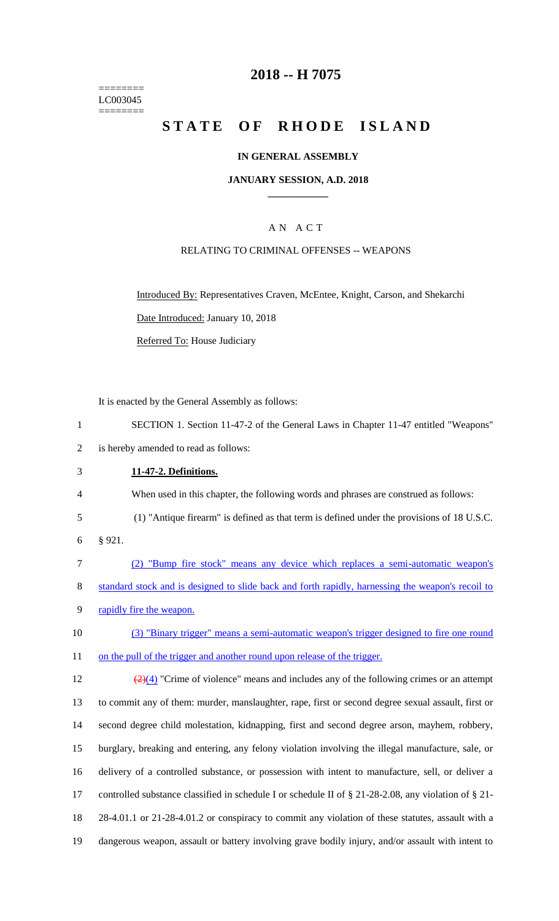========
LC003045
========

# 2018 -- H 7075

# STATE OF RHODE ISLAND

## IN GENERAL ASSEMBLY

## JANUARY SESSION, A.D. 2018

### A N A C T

RELATING TO CRIMINAL OFFENSES -- WEAPONS

Introduced By: Representatives Craven, McEntee, Knight, Carson, and Shekarchi

Date Introduced: January 10, 2018

Referred To: House Judiciary

It is enacted by the General Assembly as follows:

1 SECTION 1. Section 11-47-2 of the General Laws in Chapter 11-47 entitled "Weapons"
2 is hereby amended to read as follows:

3 **11-47-2. Definitions.**

4 When used in this chapter, the following words and phrases are construed as follows:

5 (1) "Antique firearm" is defined as that term is defined under the provisions of 18 U.S.C.
6 § 921.

7 (2) "Bump fire stock" means any device which replaces a semi-automatic weapon's
8 standard stock and is designed to slide back and forth rapidly, harnessing the weapon's recoil to
9 rapidly fire the weapon.

10 (3) "Binary trigger" means a semi-automatic weapon's trigger designed to fire one round
11 on the pull of the trigger and another round upon release of the trigger.

12 ~~(2)~~(4) "Crime of violence" means and includes any of the following crimes or an attempt
13 to commit any of them: murder, manslaughter, rape, first or second degree sexual assault, first or
14 second degree child molestation, kidnapping, first and second degree arson, mayhem, robbery,
15 burglary, breaking and entering, any felony violation involving the illegal manufacture, sale, or
16 delivery of a controlled substance, or possession with intent to manufacture, sell, or deliver a
17 controlled substance classified in schedule I or schedule II of § 21-28-2.08, any violation of § 21-
18 28-4.01.1 or 21-28-4.01.2 or conspiracy to commit any violation of these statutes, assault with a
19 dangerous weapon, assault or battery involving grave bodily injury, and/or assault with intent to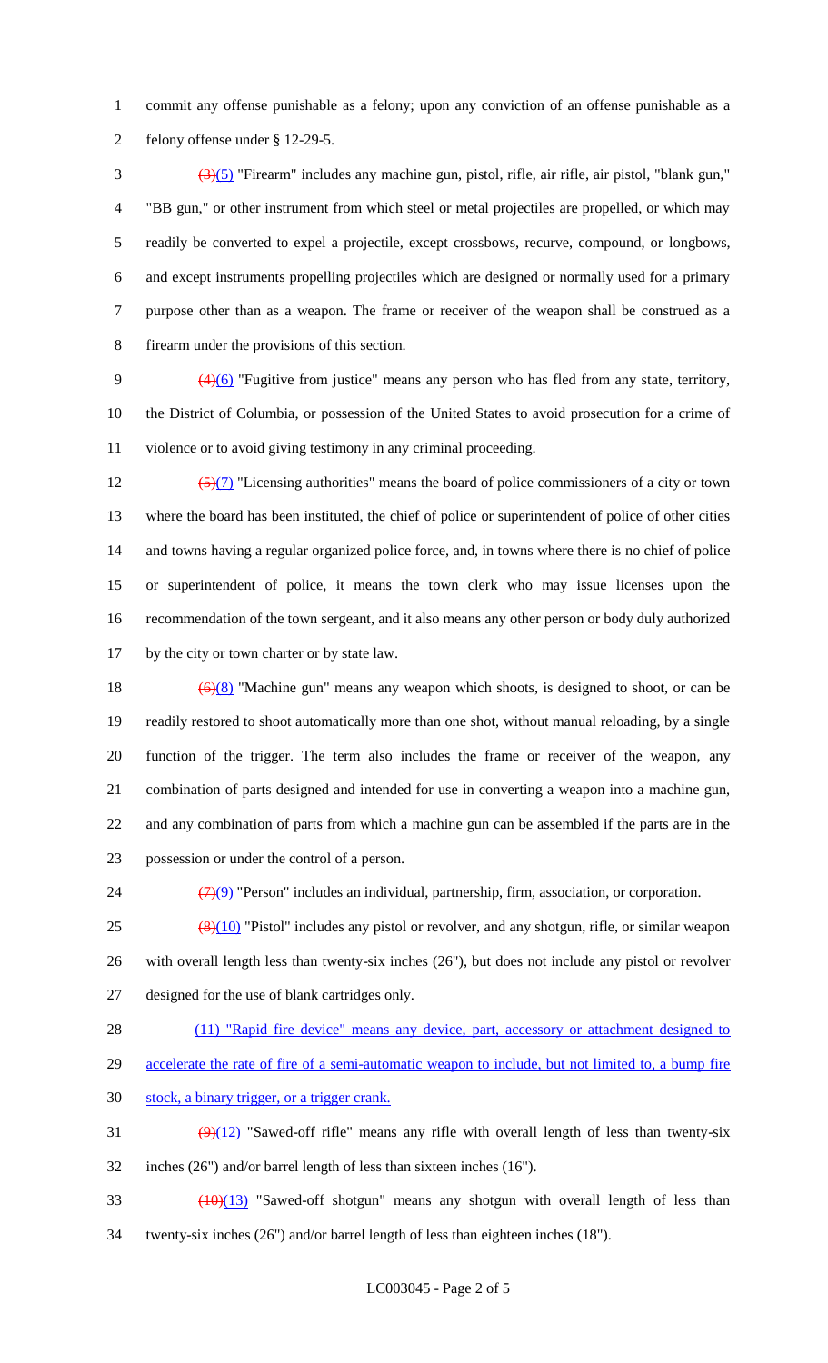commit any offense punishable as a felony; upon any conviction of an offense punishable as a felony offense under § 12-29-5.

~~(3)~~(5) "Firearm" includes any machine gun, pistol, rifle, air rifle, air pistol, "blank gun," "BB gun," or other instrument from which steel or metal projectiles are propelled, or which may readily be converted to expel a projectile, except crossbows, recurve, compound, or longbows, and except instruments propelling projectiles which are designed or normally used for a primary purpose other than as a weapon. The frame or receiver of the weapon shall be construed as a firearm under the provisions of this section.

~~(4)~~(6) "Fugitive from justice" means any person who has fled from any state, territory, the District of Columbia, or possession of the United States to avoid prosecution for a crime of violence or to avoid giving testimony in any criminal proceeding.

~~(5)~~(7) "Licensing authorities" means the board of police commissioners of a city or town where the board has been instituted, the chief of police or superintendent of police of other cities and towns having a regular organized police force, and, in towns where there is no chief of police or superintendent of police, it means the town clerk who may issue licenses upon the recommendation of the town sergeant, and it also means any other person or body duly authorized by the city or town charter or by state law.

~~(6)~~(8) "Machine gun" means any weapon which shoots, is designed to shoot, or can be readily restored to shoot automatically more than one shot, without manual reloading, by a single function of the trigger. The term also includes the frame or receiver of the weapon, any combination of parts designed and intended for use in converting a weapon into a machine gun, and any combination of parts from which a machine gun can be assembled if the parts are in the possession or under the control of a person.

~~(7)~~(9) "Person" includes an individual, partnership, firm, association, or corporation.

~~(8)~~(10) "Pistol" includes any pistol or revolver, and any shotgun, rifle, or similar weapon with overall length less than twenty-six inches (26"), but does not include any pistol or revolver designed for the use of blank cartridges only.

(11) "Rapid fire device" means any device, part, accessory or attachment designed to accelerate the rate of fire of a semi-automatic weapon to include, but not limited to, a bump fire stock, a binary trigger, or a trigger crank.

~~(9)~~(12) "Sawed-off rifle" means any rifle with overall length of less than twenty-six inches (26") and/or barrel length of less than sixteen inches (16").

~~(10)~~(13) "Sawed-off shotgun" means any shotgun with overall length of less than twenty-six inches (26") and/or barrel length of less than eighteen inches (18").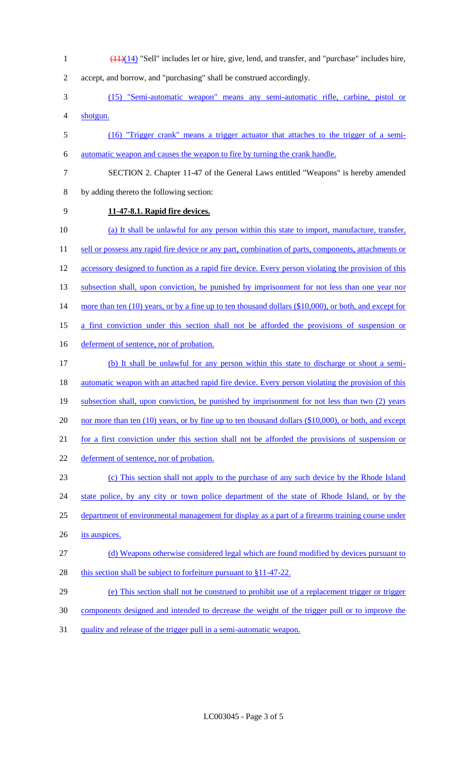~~(11)~~(14) "Sell" includes let or hire, give, lend, and transfer, and "purchase" includes hire, accept, and borrow, and "purchasing" shall be construed accordingly.

(15) "Semi-automatic weapon" means any semi-automatic rifle, carbine, pistol or shotgun.

(16) "Trigger crank" means a trigger actuator that attaches to the trigger of a semi-automatic weapon and causes the weapon to fire by turning the crank handle.

SECTION 2. Chapter 11-47 of the General Laws entitled "Weapons" is hereby amended by adding thereto the following section:

**11-47-8.1. Rapid fire devices.**

(a) It shall be unlawful for any person within this state to import, manufacture, transfer, sell or possess any rapid fire device or any part, combination of parts, components, attachments or accessory designed to function as a rapid fire device. Every person violating the provision of this subsection shall, upon conviction, be punished by imprisonment for not less than one year nor more than ten (10) years, or by a fine up to ten thousand dollars ($10,000), or both, and except for a first conviction under this section shall not be afforded the provisions of suspension or deferment of sentence, nor of probation.

(b) It shall be unlawful for any person within this state to discharge or shoot a semi-automatic weapon with an attached rapid fire device. Every person violating the provision of this subsection shall, upon conviction, be punished by imprisonment for not less than two (2) years nor more than ten (10) years, or by fine up to ten thousand dollars ($10,000), or both, and except for a first conviction under this section shall not be afforded the provisions of suspension or deferment of sentence, nor of probation.

(c) This section shall not apply to the purchase of any such device by the Rhode Island state police, by any city or town police department of the state of Rhode Island, or by the department of environmental management for display as a part of a firearms training course under its auspices.

(d) Weapons otherwise considered legal which are found modified by devices pursuant to this section shall be subject to forfeiture pursuant to §11-47-22.

(e) This section shall not be construed to prohibit use of a replacement trigger or trigger components designed and intended to decrease the weight of the trigger pull or to improve the quality and release of the trigger pull in a semi-automatic weapon.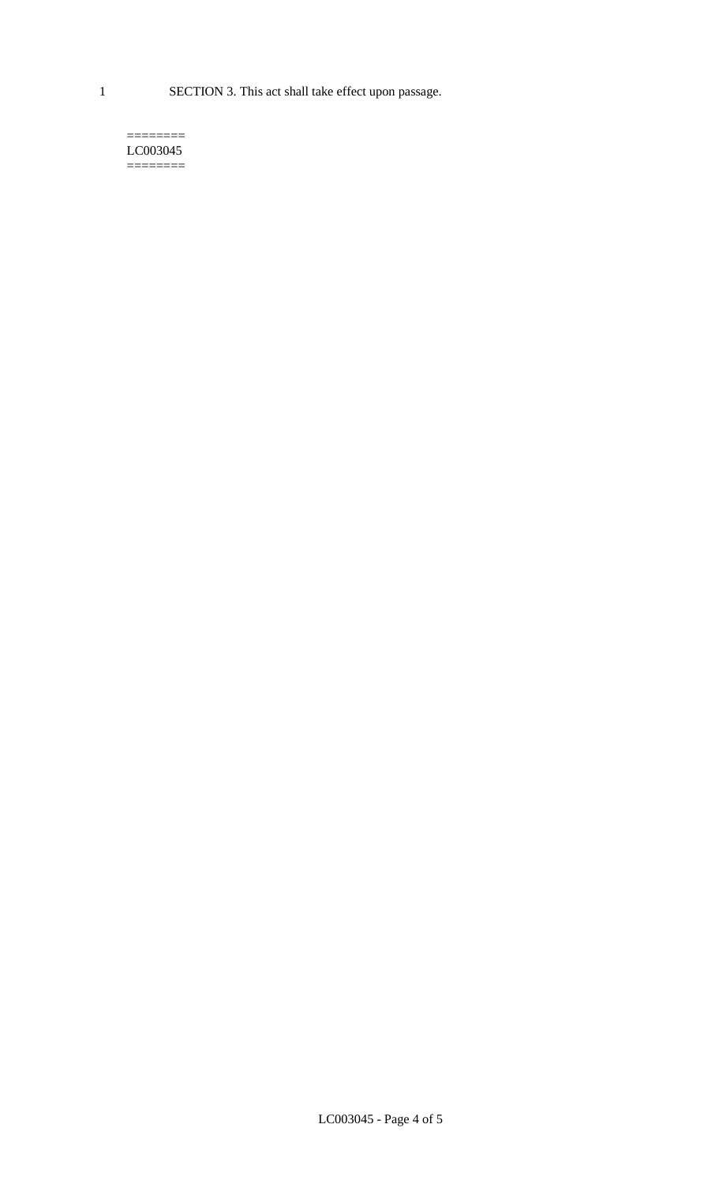SECTION 3. This act shall take effect upon passage.

========
LC003045
========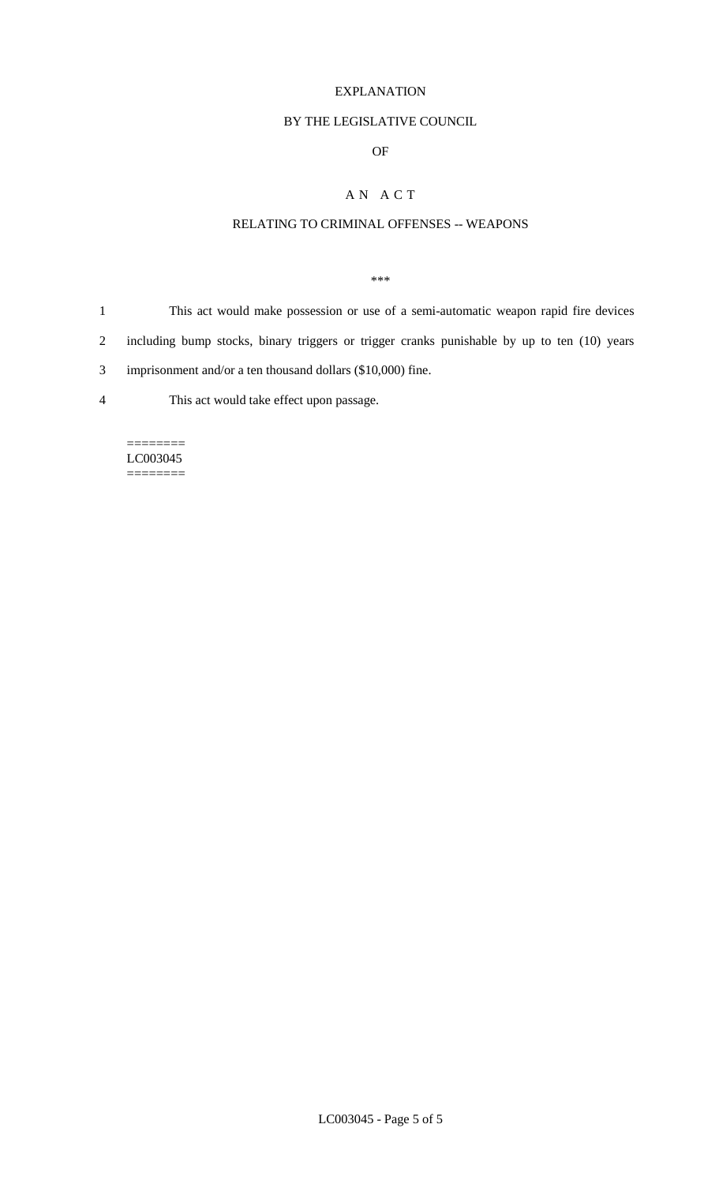EXPLANATION

BY THE LEGISLATIVE COUNCIL

OF

A N A C T

RELATING TO CRIMINAL OFFENSES -- WEAPONS

\*\*\*

1 This act would make possession or use of a semi-automatic weapon rapid fire devices
2 including bump stocks, binary triggers or trigger cranks punishable by up to ten (10) years
3 imprisonment and/or a ten thousand dollars ($10,000) fine.

4 This act would take effect upon passage.

========
LC003045
========